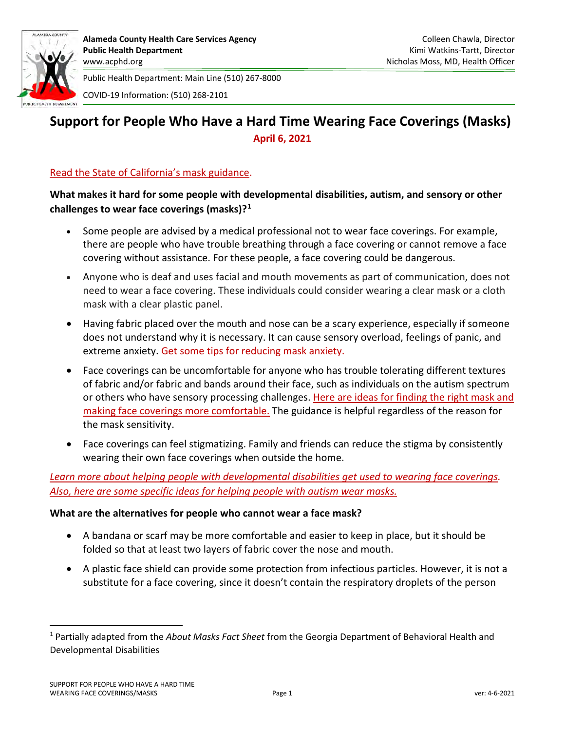**Alameda County Health Care Services Agency**
**Public Health Department**
www.acphd.org

Colleen Chawla, Director
Kimi Watkins-Tartt, Director
Nicholas Moss, MD, Health Officer

Public Health Department: Main Line (510) 267-8000

COVID-19 Information: (510) 268-2101

# Support for People Who Have a Hard Time Wearing Face Coverings (Masks)

**April 6, 2021**

Read the State of California's mask guidance.

**What makes it hard for some people with developmental disabilities, autism, and sensory or other challenges to wear face coverings (masks)?**[1]

- Some people are advised by a medical professional not to wear face coverings. For example, there are people who have trouble breathing through a face covering or cannot remove a face covering without assistance. For these people, a face covering could be dangerous.
- Anyone who is deaf and uses facial and mouth movements as part of communication, does not need to wear a face covering. These individuals could consider wearing a clear mask or a cloth mask with a clear plastic panel.
- Having fabric placed over the mouth and nose can be a scary experience, especially if someone does not understand why it is necessary. It can cause sensory overload, feelings of panic, and extreme anxiety. Get some tips for reducing mask anxiety.
- Face coverings can be uncomfortable for anyone who has trouble tolerating different textures of fabric and/or fabric and bands around their face, such as individuals on the autism spectrum or others who have sensory processing challenges. Here are ideas for finding the right mask and making face coverings more comfortable. The guidance is helpful regardless of the reason for the mask sensitivity.
- Face coverings can feel stigmatizing. Family and friends can reduce the stigma by consistently wearing their own face coverings when outside the home.

*Learn more about helping people with developmental disabilities get used to wearing face coverings. Also, here are some specific ideas for helping people with autism wear masks.*

**What are the alternatives for people who cannot wear a face mask?**

- A bandana or scarf may be more comfortable and easier to keep in place, but it should be folded so that at least two layers of fabric cover the nose and mouth.
- A plastic face shield can provide some protection from infectious particles. However, it is not a substitute for a face covering, since it doesn't contain the respiratory droplets of the person

[1] Partially adapted from the *About Masks Fact Sheet* from the Georgia Department of Behavioral Health and Developmental Disabilities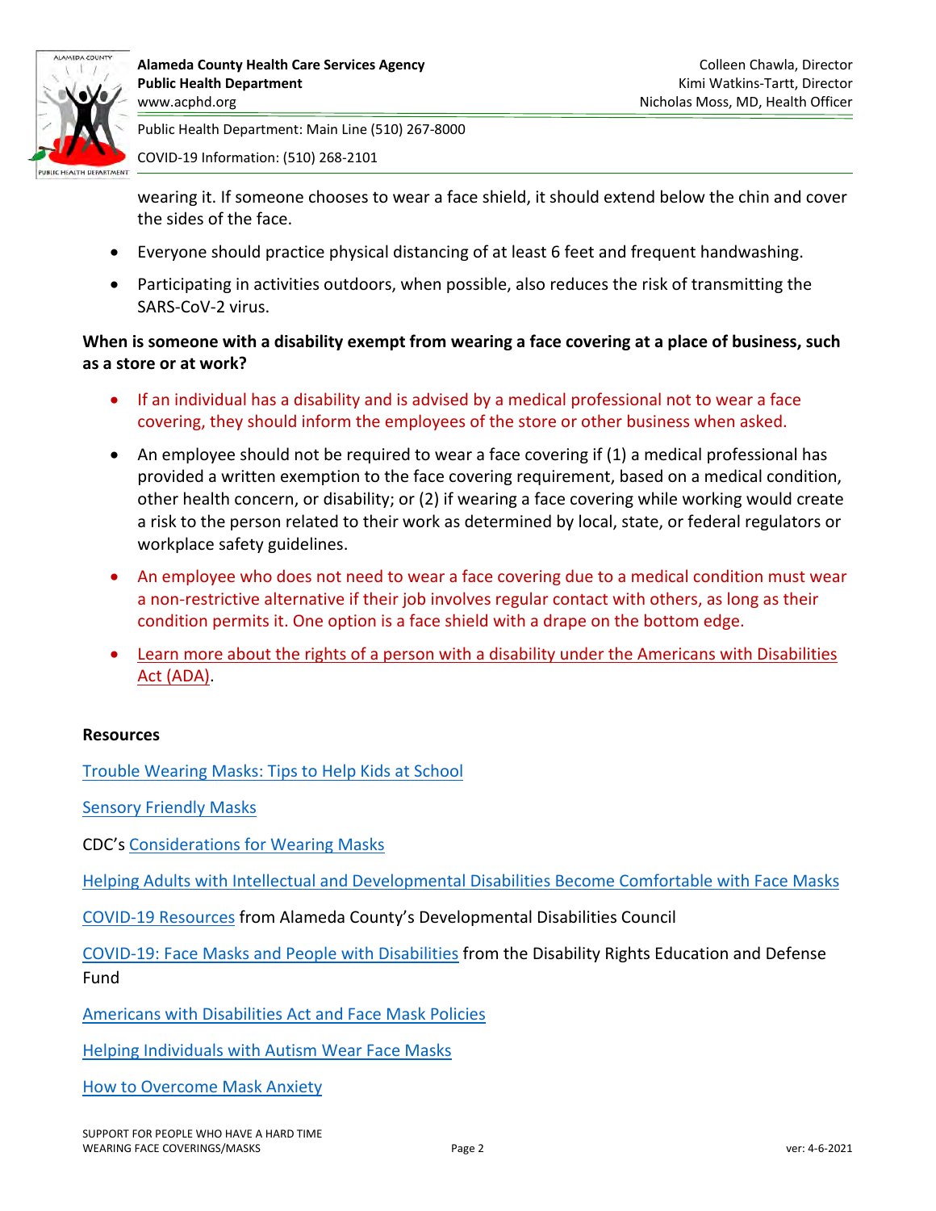wearing it. If someone chooses to wear a face shield, it should extend below the chin and cover the sides of the face.

- Everyone should practice physical distancing of at least 6 feet and frequent handwashing.
- Participating in activities outdoors, when possible, also reduces the risk of transmitting the SARS-CoV-2 virus.

**When is someone with a disability exempt from wearing a face covering at a place of business, such as a store or at work?**

- If an individual has a disability and is advised by a medical professional not to wear a face covering, they should inform the employees of the store or other business when asked.
- An employee should not be required to wear a face covering if (1) a medical professional has provided a written exemption to the face covering requirement, based on a medical condition, other health concern, or disability; or (2) if wearing a face covering while working would create a risk to the person related to their work as determined by local, state, or federal regulators or workplace safety guidelines.
- An employee who does not need to wear a face covering due to a medical condition must wear a non-restrictive alternative if their job involves regular contact with others, as long as their condition permits it. One option is a face shield with a drape on the bottom edge.
- Learn more about the rights of a person with a disability under the Americans with Disabilities Act (ADA).

**Resources**

Trouble Wearing Masks: Tips to Help Kids at School

Sensory Friendly Masks

CDC's Considerations for Wearing Masks

Helping Adults with Intellectual and Developmental Disabilities Become Comfortable with Face Masks

COVID-19 Resources from Alameda County's Developmental Disabilities Council

COVID-19: Face Masks and People with Disabilities from the Disability Rights Education and Defense Fund

Americans with Disabilities Act and Face Mask Policies

Helping Individuals with Autism Wear Face Masks

How to Overcome Mask Anxiety